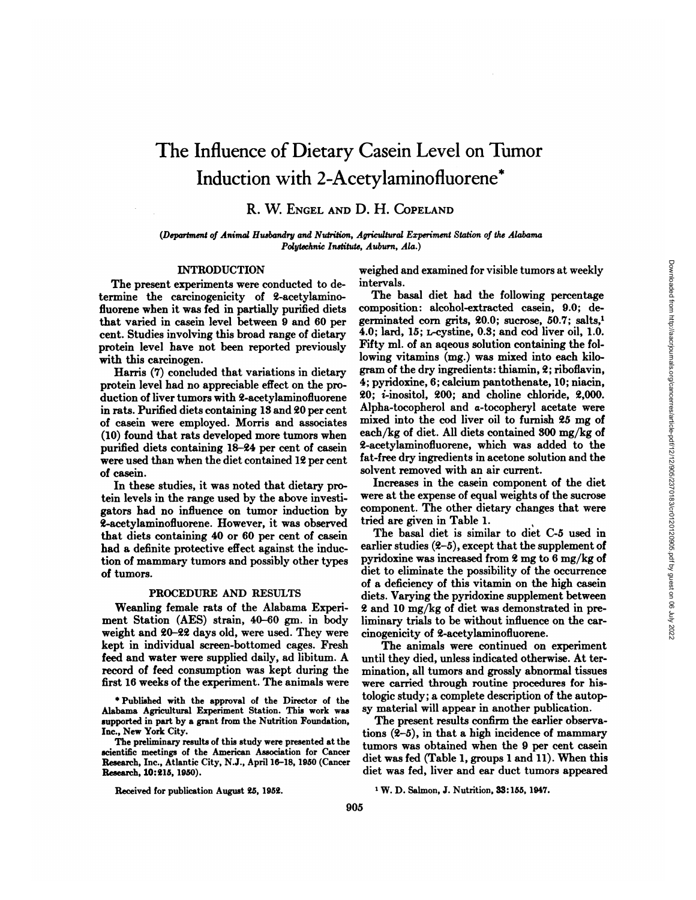# The Influence of Dietary Casein Level on Tumor Induction with 2-Acetylaminofluorene*

R. W. ENGEL AND D. H. COPELAND

*(Department of Animal Husbandry and Nutrition, Agricultural Experiment Station of the Alabama Polytechnic Institute, Auburn, Ala.)*

## INTRODUCTION

The present experiments were conducted to determine the carcinogenicity of 2-acetylaminofluorene when it was fed in partially purified diets that varied in casein level between 9 and 60 per cent. Studies involving this broad range of dietary protein level have not been reported previously with this carcinogen.

Harris (7) concluded that variations in dietary protein level had no appreciable effect on the production of liver tumors with 2-acetylaminofluorene in rats. Purified diets containing 13 and 20 per cent of casein were employed. Morris and associates (10) found that rats developed more tumors when purified diets containing 18–24 per cent of casein were used than when the diet contained 12 per cent of casein.

In these studies, it was noted that dietary protein levels in the range used by the above investigators had no influence on tumor induction by 2-acetylaminofluorene. However, it was observed that diets containing 40 or 60 per cent of casein had a definite protective effect against the induction of mammary tumors and possibly other types of tumors.

## PROCEDURE AND RESULTS

Weanling female rats of the Alabama Experiment Station (AES) strain, 40–60 gm. in body weight and 20–22 days old, were used. They were kept in individual screen-bottomed cages. Fresh feed and water were supplied daily, ad libitum. A record of feed consumption was kept during the first 16 weeks of the experiment. The animals were weighed and examined for visible tumors at weekly intervals.

The basal diet had the following percentage composition: alcohol-extracted casein, 9.0; degerminated corn grits, 20.0; sucrose, 50.7; salts,[1] 4.0; lard, 15; L-cystine, 0.3; and cod liver oil, 1.0. Fifty ml. of an aqeous solution containing the following vitamins (mg.) was mixed into each kilogram of the dry ingredients: thiamin, 2; riboflavin, 4; pyridoxine, 6; calcium pantothenate, 10; niacin, 20; *i*-inositol, 200; and choline chloride, 2,000. Alpha-tocopherol and α-tocopheryl acetate were mixed into the cod liver oil to furnish 25 mg of each/kg of diet. All diets contained 300 mg/kg of 2-acetylaminofluorene, which was added to the fat-free dry ingredients in acetone solution and the solvent removed with an air current.

Increases in the casein component of the diet were at the expense of equal weights of the sucrose component. The other dietary changes that were tried are given in Table 1.

The basal diet is similar to diet C-5 used in earlier studies (2–5), except that the supplement of pyridoxine was increased from 2 mg to 6 mg/kg of diet to eliminate the possibility of the occurrence of a deficiency of this vitamin on the high casein diets. Varying the pyridoxine supplement between 2 and 10 mg/kg of diet was demonstrated in preliminary trials to be without influence on the carcinogenicity of 2-acetylaminofluorene.

The animals were continued on experiment until they died, unless indicated otherwise. At termination, all tumors and grossly abnormal tissues were carried through routine procedures for histologic study; a complete description of the autopsy material will appear in another publication.

The present results confirm the earlier observations (2–5), in that a high incidence of mammary tumors was obtained when the 9 per cent casein diet was fed (Table 1, groups 1 and 11). When this diet was fed, liver and ear duct tumors appeared

\* Published with the approval of the Director of the Alabama Agricultural Experiment Station. This work was supported in part by a grant from the Nutrition Foundation, Inc., New York City.

The preliminary results of this study were presented at the scientific meetings of the American Association for Cancer Research, Inc., Atlantic City, N.J., April 16–18, 1950 (Cancer Research, 10:215, 1950).

Received for publication August 25, 1952.

[1] W. D. Salmon, J. Nutrition, 33:155, 1947.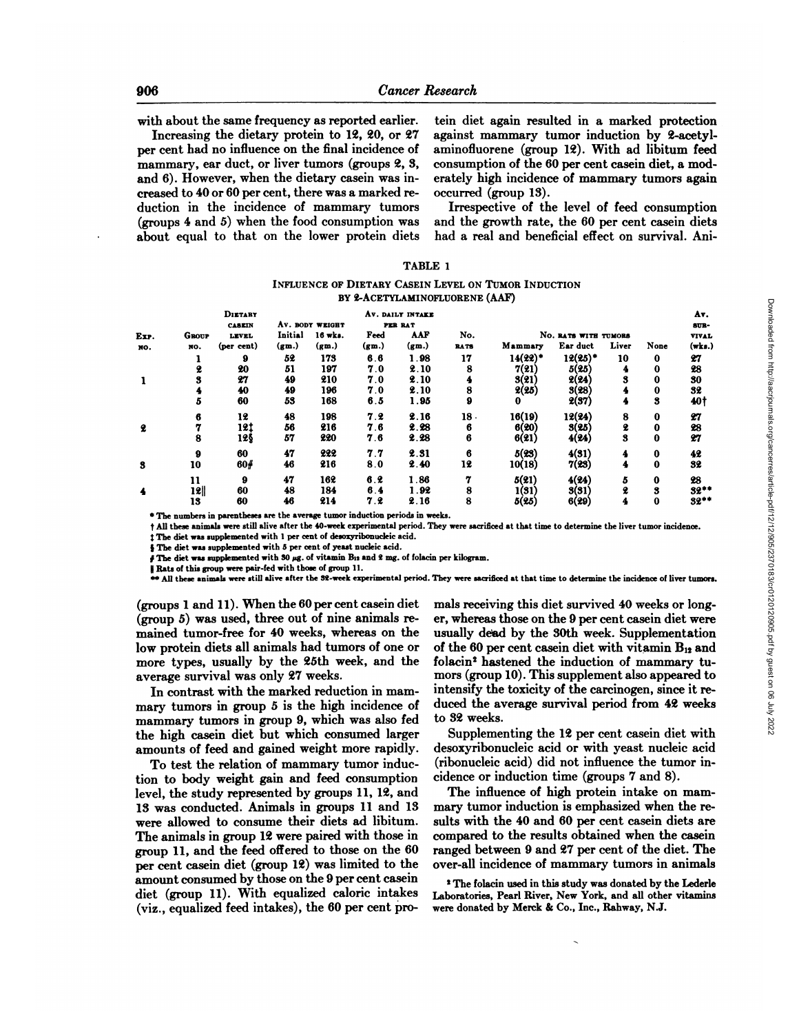with about the same frequency as reported earlier.

Increasing the dietary protein to 12, 20, or 27 per cent had no influence on the final incidence of mammary, ear duct, or liver tumors (groups 2, 3, and 6). However, when the dietary casein was increased to 40 or 60 per cent, there was a marked reduction in the incidence of mammary tumors (groups 4 and 5) when the food consumption was about equal to that on the lower protein diets (groups 1 and 11). When the 60 per cent casein diet (group 5) was used, three out of nine animals remained tumor-free for 40 weeks, whereas on the low protein diets all animals had tumors of one or more types, usually by the 25th week, and the average survival was only 27 weeks.

In contrast with the marked reduction in mammary tumors in group 5 is the high incidence of mammary tumors in group 9, which was also fed the high casein diet but which consumed larger amounts of feed and gained weight more rapidly.

To test the relation of mammary tumor induction to body weight gain and feed consumption level, the study represented by groups 11, 12, and 13 was conducted. Animals in groups 11 and 13 were allowed to consume their diets ad libitum. The animals in group 12 were paired with those in group 11, and the feed offered to those on the 60 per cent casein diet (group 12) was limited to the amount consumed by those on the 9 per cent casein diet (group 11). With equalized caloric intakes (viz., equalized feed intakes), the 60 per cent protein diet again resulted in a marked protection against mammary tumor induction by 2-acetylaminofluorene (group 12). With ad libitum feed consumption of the 60 per cent casein diet, a moderately high incidence of mammary tumors again occurred (group 13).

Irrespective of the level of feed consumption and the growth rate, the 60 per cent casein diets had a real and beneficial effect on survival. Animals receiving this diet survived 40 weeks or longer, whereas those on the 9 per cent casein diet were usually dead by the 30th week. Supplementation of the 60 per cent casein diet with vitamin $B_{12}$ and folacin[2] hastened the induction of mammary tumors (group 10). This supplement also appeared to intensify the toxicity of the carcinogen, since it reduced the average survival period from 42 weeks to 32 weeks.

Supplementing the 12 per cent casein diet with desoxyribonucleic acid or with yeast nucleic acid (ribonucleic acid) did not influence the tumor incidence or induction time (groups 7 and 8).

The influence of high protein intake on mammary tumor induction is emphasized when the results with the 40 and 60 per cent casein diets are compared to the results obtained when the casein ranged between 9 and 27 per cent of the diet. The over-all incidence of mammary tumors in animals

TABLE 1

INFLUENCE OF DIETARY CASEIN LEVEL ON TUMOR INDUCTION BY 2-ACETYLAMINOFLUORENE (AAF)

| Exp. no. | Group no. | Dietary casein level (per cent) | Av. body weight Initial (gm.) | Av. body weight 16 wks. (gm.) | Av. daily intake per rat Feed (gm.) | Av. daily intake per rat AAF (gm.) | No. rats | No. rats with tumors Mammary | No. rats with tumors Ear duct | No. rats with tumors Liver | No. rats with tumors None | Av. survival (wks.) |
|---|---|---|---|---|---|---|---|---|---|---|---|---|
| 1 | 1 | 9 | 52 | 173 | 6.6 | 1.98 | 17 | 14(22)* | 12(25)* | 10 | 0 | 27 |
| | 2 | 20 | 51 | 197 | 7.0 | 2.10 | 8 | 7(21) | 5(25) | 4 | 0 | 28 |
| | 3 | 27 | 49 | 210 | 7.0 | 2.10 | 4 | 3(21) | 2(24) | 3 | 0 | 30 |
| | 4 | 40 | 49 | 196 | 7.0 | 2.10 | 8 | 2(25) | 3(28) | 4 | 0 | 32 |
| | 5 | 60 | 53 | 168 | 6.5 | 1.95 | 9 | 0 | 2(37) | 4 | 3 | 40† |
| 2 | 6 | 12 | 48 | 198 | 7.2 | 2.16 | 18 | 16(19) | 12(24) | 8 | 0 | 27 |
| | 7 | 12‡ | 56 | 216 | 7.6 | 2.28 | 6 | 6(20) | 3(25) | 2 | 0 | 28 |
| | 8 | 12§ | 57 | 220 | 7.6 | 2.28 | 6 | 6(21) | 4(24) | 3 | 0 | 27 |
| 3 | 9 | 60 | 47 | 222 | 7.7 | 2.31 | 6 | 5(23) | 4(31) | 4 | 0 | 42 |
| | 10 | 60# | 46 | 216 | 8.0 | 2.40 | 12 | 10(18) | 7(23) | 4 | 0 | 32 |
| 4 | 11 | 9 | 47 | 162 | 6.2 | 1.86 | 7 | 5(21) | 4(24) | 5 | 0 | 28 |
| | 12‖ | 60 | 48 | 184 | 6.4 | 1.92 | 8 | 1(31) | 3(31) | 2 | 3 | 32** |
| | 13 | 60 | 46 | 214 | 7.2 | 2.16 | 8 | 5(25) | 6(29) | 4 | 0 | 32** |

\* The numbers in parentheses are the average tumor induction periods in weeks.

† All these animals were still alive after the 40-week experimental period. They were sacrificed at that time to determine the liver tumor incidence.

‡ The diet was supplemented with 1 per cent of desoxyribonucleic acid.

§ The diet was supplemented with 5 per cent of yeast nucleic acid.

\# The diet was supplemented with 30 μg. of vitamin $B_{12}$ and 2 mg. of folacin per kilogram.

‖ Rats of this group were pair-fed with those of group 11.

\*\* All these animals were still alive after the 32-week experimental period. They were sacrificed at that time to determine the incidence of liver tumors.

[2] The folacin used in this study was donated by the Lederle Laboratories, Pearl River, New York, and all other vitamins were donated by Merck & Co., Inc., Rahway, N.J.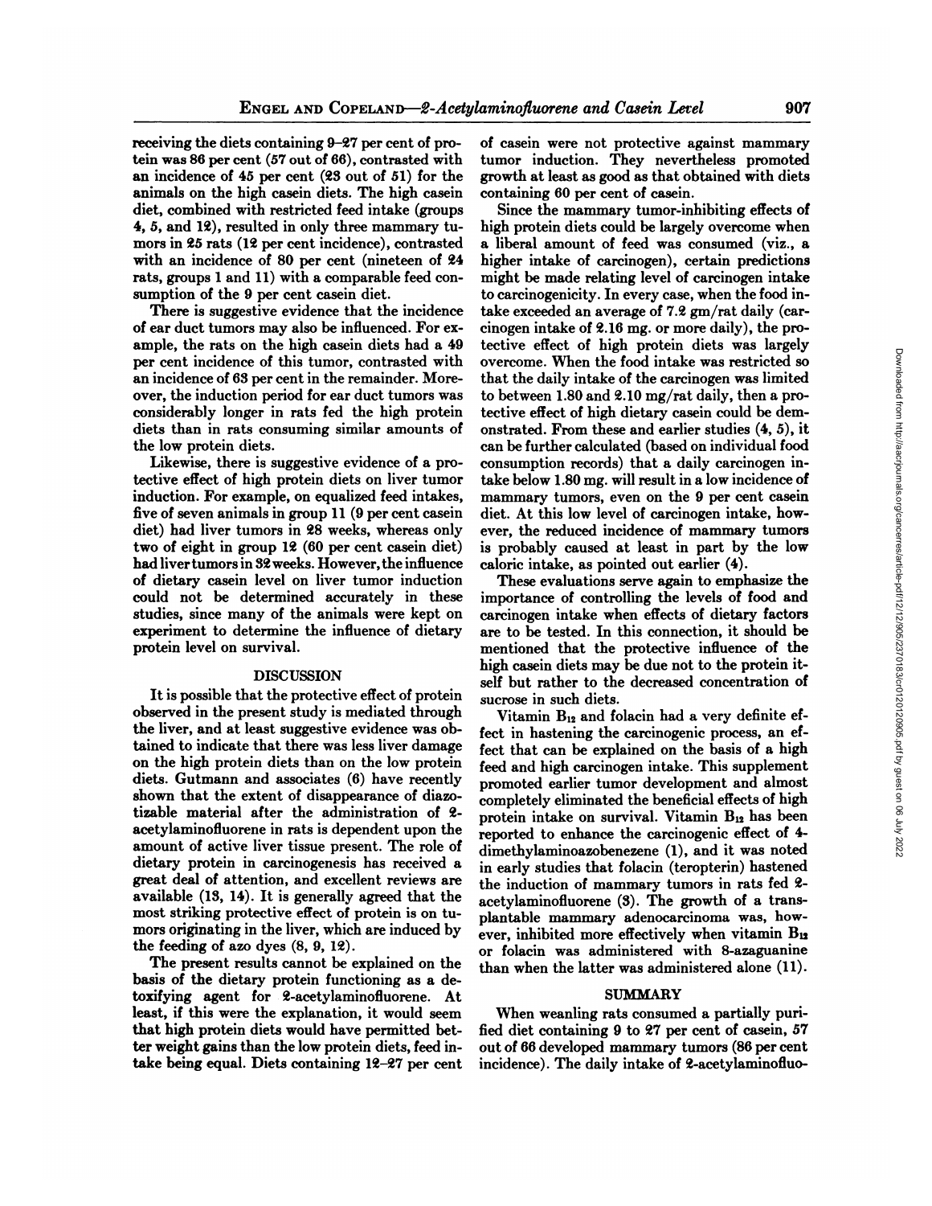receiving the diets containing 9–27 per cent of protein was 86 per cent (57 out of 66), contrasted with an incidence of 45 per cent (23 out of 51) for the animals on the high casein diets. The high casein diet, combined with restricted feed intake (groups 4, 5, and 12), resulted in only three mammary tumors in 25 rats (12 per cent incidence), contrasted with an incidence of 80 per cent (nineteen of 24 rats, groups 1 and 11) with a comparable feed consumption of the 9 per cent casein diet.

There is suggestive evidence that the incidence of ear duct tumors may also be influenced. For example, the rats on the high casein diets had a 49 per cent incidence of this tumor, contrasted with an incidence of 63 per cent in the remainder. Moreover, the induction period for ear duct tumors was considerably longer in rats fed the high protein diets than in rats consuming similar amounts of the low protein diets.

Likewise, there is suggestive evidence of a protective effect of high protein diets on liver tumor induction. For example, on equalized feed intakes, five of seven animals in group 11 (9 per cent casein diet) had liver tumors in 28 weeks, whereas only two of eight in group 12 (60 per cent casein diet) had liver tumors in 32 weeks. However, the influence of dietary casein level on liver tumor induction could not be determined accurately in these studies, since many of the animals were kept on experiment to determine the influence of dietary protein level on survival.

## DISCUSSION

It is possible that the protective effect of protein observed in the present study is mediated through the liver, and at least suggestive evidence was obtained to indicate that there was less liver damage on the high protein diets than on the low protein diets. Gutmann and associates (6) have recently shown that the extent of disappearance of diazotizable material after the administration of 2-acetylaminofluorene in rats is dependent upon the amount of active liver tissue present. The role of dietary protein in carcinogenesis has received a great deal of attention, and excellent reviews are available (13, 14). It is generally agreed that the most striking protective effect of protein is on tumors originating in the liver, which are induced by the feeding of azo dyes (8, 9, 12).

The present results cannot be explained on the basis of the dietary protein functioning as a detoxifying agent for 2-acetylaminofluorene. At least, if this were the explanation, it would seem that high protein diets would have permitted better weight gains than the low protein diets, feed intake being equal. Diets containing 12–27 per cent of casein were not protective against mammary tumor induction. They nevertheless promoted growth at least as good as that obtained with diets containing 60 per cent of casein.

Since the mammary tumor-inhibiting effects of high protein diets could be largely overcome when a liberal amount of feed was consumed (viz., a higher intake of carcinogen), certain predictions might be made relating level of carcinogen intake to carcinogenicity. In every case, when the food intake exceeded an average of 7.2 gm/rat daily (carcinogen intake of 2.16 mg. or more daily), the protective effect of high protein diets was largely overcome. When the food intake was restricted so that the daily intake of the carcinogen was limited to between 1.80 and 2.10 mg/rat daily, then a protective effect of high dietary casein could be demonstrated. From these and earlier studies (4, 5), it can be further calculated (based on individual food consumption records) that a daily carcinogen intake below 1.80 mg. will result in a low incidence of mammary tumors, even on the 9 per cent casein diet. At this low level of carcinogen intake, however, the reduced incidence of mammary tumors is probably caused at least in part by the low caloric intake, as pointed out earlier (4).

These evaluations serve again to emphasize the importance of controlling the levels of food and carcinogen intake when effects of dietary factors are to be tested. In this connection, it should be mentioned that the protective influence of the high casein diets may be due not to the protein itself but rather to the decreased concentration of sucrose in such diets.

Vitamin $B_{12}$ and folacin had a very definite effect in hastening the carcinogenic process, an effect that can be explained on the basis of a high feed and high carcinogen intake. This supplement promoted earlier tumor development and almost completely eliminated the beneficial effects of high protein intake on survival. Vitamin $B_{12}$ has been reported to enhance the carcinogenic effect of 4-dimethylaminoazobenezene (1), and it was noted in early studies that folacin (teropterin) hastened the induction of mammary tumors in rats fed 2-acetylaminofluorene (3). The growth of a transplantable mammary adenocarcinoma was, however, inhibited more effectively when vitamin $B_{12}$ or folacin was administered with 8-azaguanine than when the latter was administered alone (11).

## SUMMARY

When weanling rats consumed a partially purified diet containing 9 to 27 per cent of casein, 57 out of 66 developed mammary tumors (86 per cent incidence). The daily intake of 2-acetylaminofluo-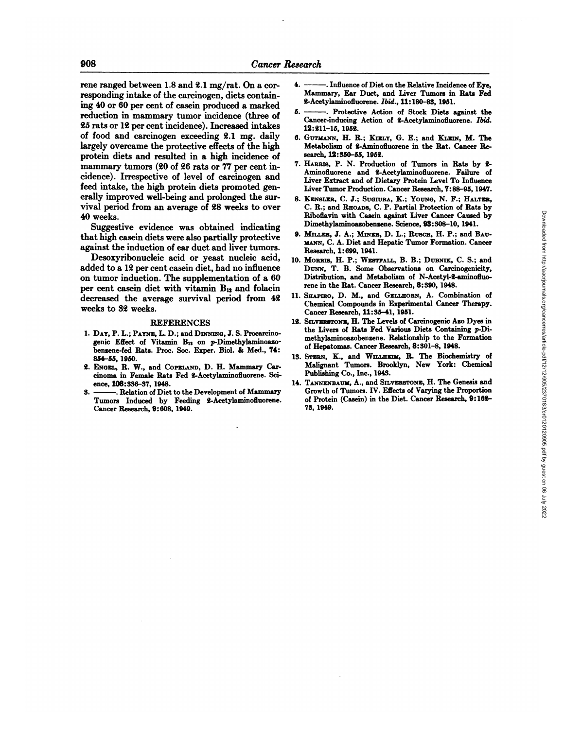rene ranged between 1.8 and 2.1 mg/rat. On a corresponding intake of the carcinogen, diets containing 40 or 60 per cent of casein produced a marked reduction in mammary tumor incidence (three of 25 rats or 12 per cent incidence). Increased intakes of food and carcinogen exceeding 2.1 mg. daily largely overcame the protective effects of the high protein diets and resulted in a high incidence of mammary tumors (20 of 26 rats or 77 per cent incidence). Irrespective of level of carcinogen and feed intake, the high protein diets promoted generally improved well-being and prolonged the survival period from an average of 28 weeks to over 40 weeks.

Suggestive evidence was obtained indicating that high casein diets were also partially protective against the induction of ear duct and liver tumors.

Desoxyribonucleic acid or yeast nucleic acid, added to a 12 per cent casein diet, had no influence on tumor induction. The supplementation of a 60 per cent casein diet with vitamin $B_{12}$ and folacin decreased the average survival period from 42 weeks to 32 weeks.

## REFERENCES

1. Day, P. L.; Payne, L. D.; and Dinning, J. S. Procarcinogenic Effect of Vitamin $B_{12}$ on p-Dimethylaminoazobenzene-fed Rats. Proc. Soc. Exper. Biol. & Med., **74**: 854–55, 1950.
2. Engel, R. W., and Copeland, D. H. Mammary Carcinoma in Female Rats Fed 2-Acetylaminofluorene. Science, **108**:336–37, 1948.
3. ———. Relation of Diet to the Development of Mammary Tumors Induced by Feeding 2-Acetylaminofluorene. Cancer Research, **9**:608, 1949.
4. ———. Influence of Diet on the Relative Incidence of Eye, Mammary, Ear Duct, and Liver Tumors in Rats Fed 2-Acetylaminofluorene. *Ibid.*, **11**:180–83, 1951.
5. ———. Protective Action of Stock Diets against the Cancer-inducing Action of 2-Acetylaminofluorene. *Ibid.* **12**:211–15, 1952.
6. Gutmann, H. R.; Kiely, G. E.; and Klein, M. The Metabolism of 2-Aminofluorene in the Rat. Cancer Research, **12**:350–55, 1952.
7. Harris, P. N. Production of Tumors in Rats by 2-Aminofluorene and 2-Acetylaminofluorene. Failure of Liver Extract and of Dietary Protein Level To Influence Liver Tumor Production. Cancer Research, **7**:88–95, 1947.
8. Kensler, C. J.; Sugiura, K.; Young, N. F.; Halter, C. R.; and Rhoads, C. P. Partial Protection of Rats by Riboflavin with Casein against Liver Cancer Caused by Dimethylaminoazobenzene. Science, **93**:308–10, 1941.
9. Miller, J. A.; Miner, D. L.; Rusch, H. P.; and Baumann, C. A. Diet and Hepatic Tumor Formation. Cancer Research, **1**:699, 1941.
10. Morris, H. P.; Westfall, B. B.; Dubnik, C. S.; and Dunn, T. B. Some Observations on Carcinogenicity, Distribution, and Metabolism of N-Acetyl-2-aminofluorene in the Rat. Cancer Research, **8**:390, 1948.
11. Shapiro, D. M., and Gellhorn, A. Combination of Chemical Compounds in Experimental Cancer Therapy. Cancer Research, **11**:35–41, 1951.
12. Silverstone, H. The Levels of Carcinogenic Azo Dyes in the Livers of Rats Fed Various Diets Containing p-Dimethylaminoazobenzene. Relationship to the Formation of Hepatomas. Cancer Research, **8**:301–8, 1948.
13. Stern, K., and Willheim, R. The Biochemistry of Malignant Tumors. Brooklyn, New York: Chemical Publishing Co., Inc., 1943.
14. Tannenbaum, A., and Silverstone, H. The Genesis and Growth of Tumors. IV. Effects of Varying the Proportion of Protein (Casein) in the Diet. Cancer Research, **9**:162–73, 1949.